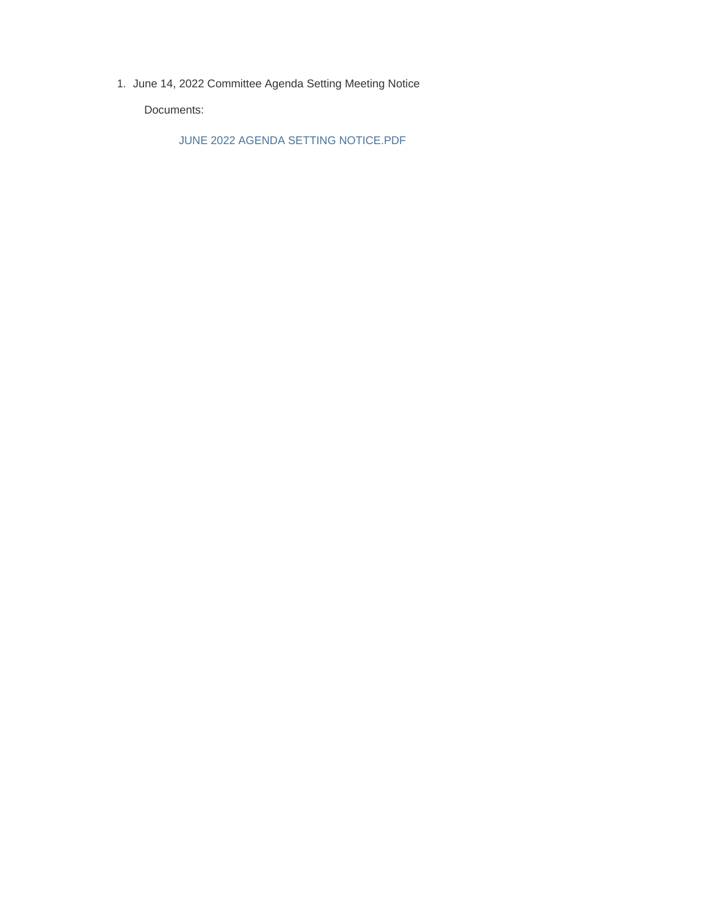1. June 14, 2022 Committee Agenda Setting Meeting Notice

   Documents:

   JUNE 2022 AGENDA SETTING NOTICE.PDF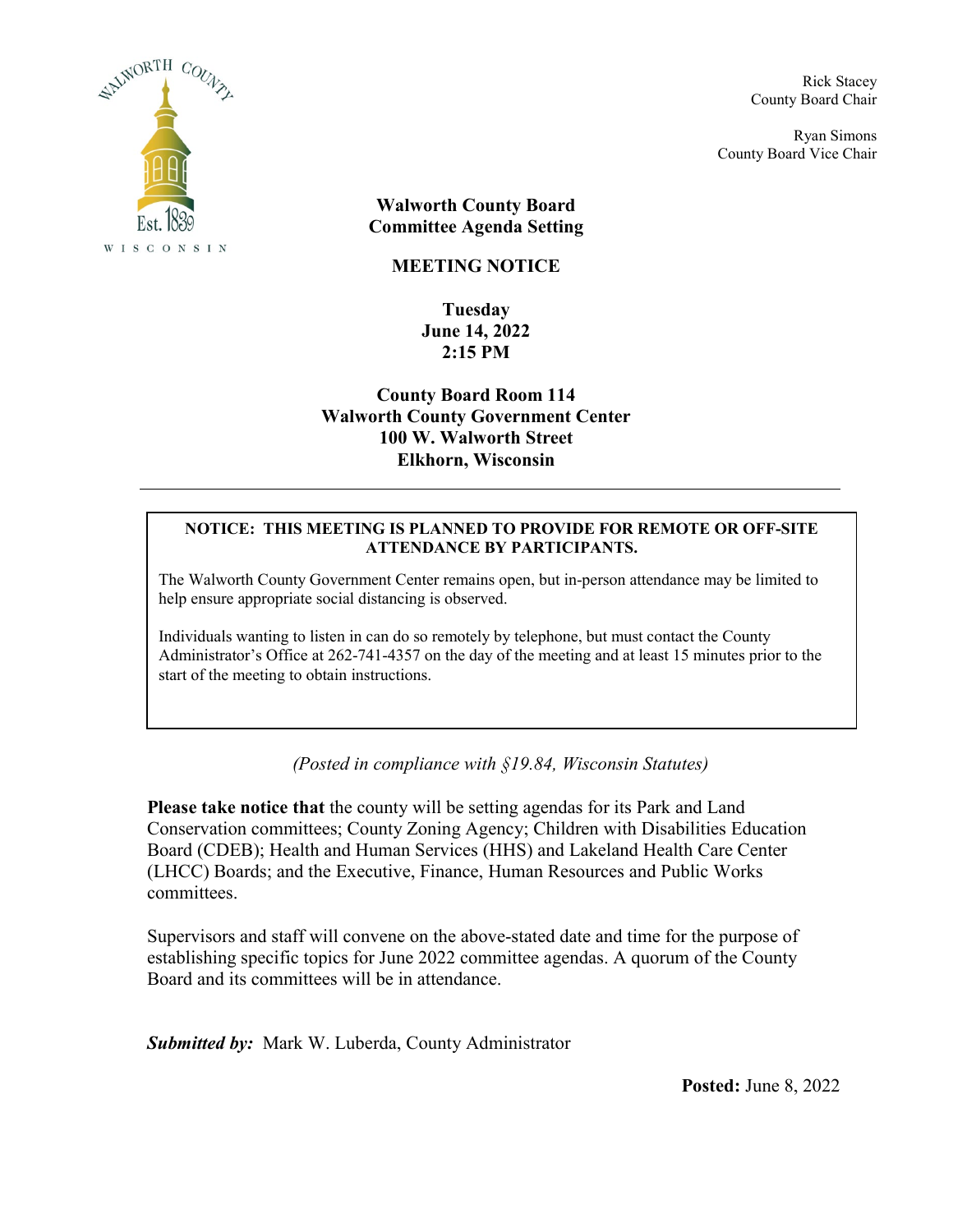Rick Stacey
County Board Chair

Ryan Simons
County Board Vice Chair

# Walworth County Board
# Committee Agenda Setting

## MEETING NOTICE

**Tuesday**
**June 14, 2022**
**2:15 PM**

**County Board Room 114**
**Walworth County Government Center**
**100 W. Walworth Street**
**Elkhorn, Wisconsin**

---

**NOTICE: THIS MEETING IS PLANNED TO PROVIDE FOR REMOTE OR OFF-SITE ATTENDANCE BY PARTICIPANTS.**

The Walworth County Government Center remains open, but in-person attendance may be limited to help ensure appropriate social distancing is observed.

Individuals wanting to listen in can do so remotely by telephone, but must contact the County Administrator's Office at 262-741-4357 on the day of the meeting and at least 15 minutes prior to the start of the meeting to obtain instructions.

*(Posted in compliance with §19.84, Wisconsin Statutes)*

**Please take notice that** the county will be setting agendas for its Park and Land Conservation committees; County Zoning Agency; Children with Disabilities Education Board (CDEB); Health and Human Services (HHS) and Lakeland Health Care Center (LHCC) Boards; and the Executive, Finance, Human Resources and Public Works committees.

Supervisors and staff will convene on the above-stated date and time for the purpose of establishing specific topics for June 2022 committee agendas. A quorum of the County Board and its committees will be in attendance.

***Submitted by:*** Mark W. Luberda, County Administrator

**Posted:** June 8, 2022